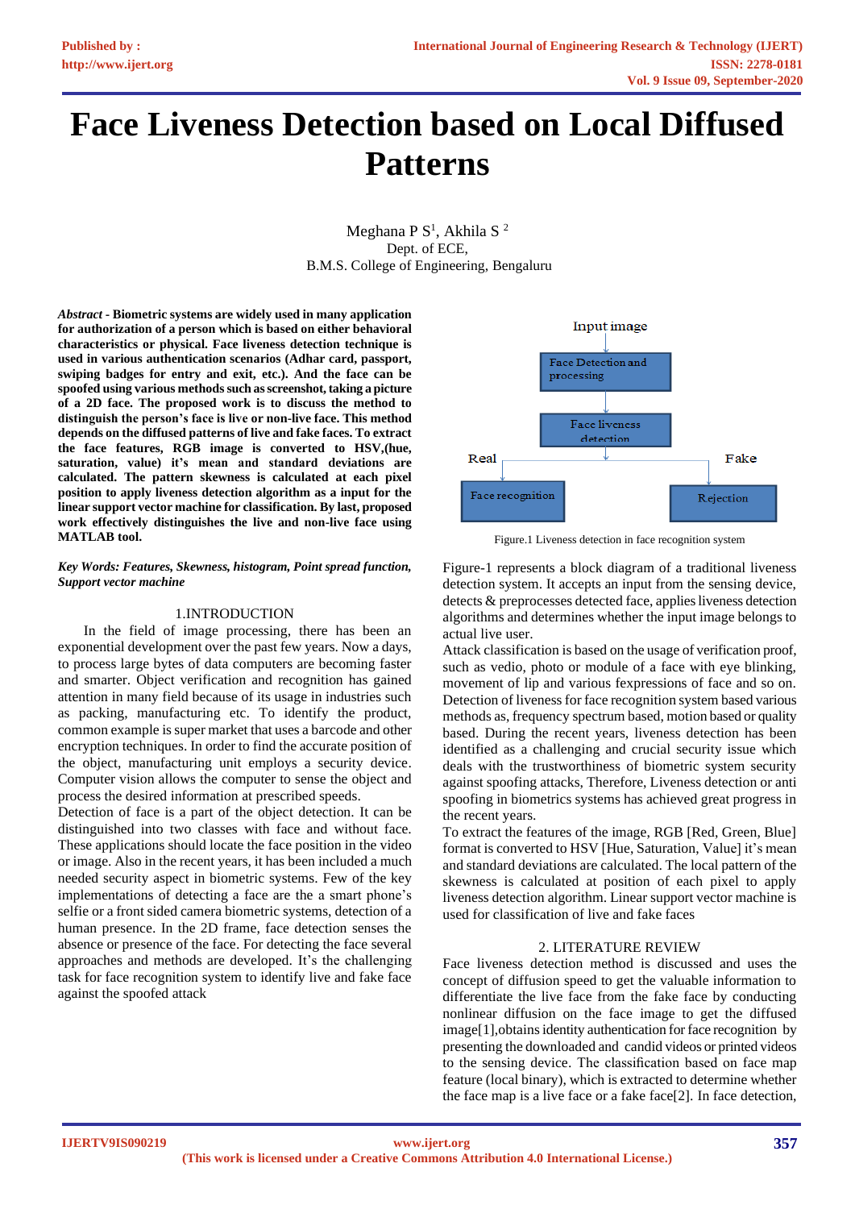# Face Liveness Detection based on Local Diffused Patterns

Meghana P S[1], Akhila S [2]
Dept. of ECE,
B.M.S. College of Engineering, Bengaluru

***Abstract*** **- Biometric systems are widely used in many application for authorization of a person which is based on either behavioral characteristics or physical. Face liveness detection technique is used in various authentication scenarios (Adhar card, passport, swiping badges for entry and exit, etc.). And the face can be spoofed using various methods such as screenshot, taking a picture of a 2D face. The proposed work is to discuss the method to distinguish the person's face is live or non-live face. This method depends on the diffused patterns of live and fake faces. To extract the face features, RGB image is converted to HSV,(hue, saturation, value) it's mean and standard deviations are calculated. The pattern skewness is calculated at each pixel position to apply liveness detection algorithm as a input for the linear support vector machine for classification. By last, proposed work effectively distinguishes the live and non-live face using MATLAB tool.**

***Key Words: Features, Skewness, histogram, Point spread function, Support vector machine***

## 1.INTRODUCTION

In the field of image processing, there has been an exponential development over the past few years. Now a days, to process large bytes of data computers are becoming faster and smarter. Object verification and recognition has gained attention in many field because of its usage in industries such as packing, manufacturing etc. To identify the product, common example is super market that uses a barcode and other encryption techniques. In order to find the accurate position of the object, manufacturing unit employs a security device. Computer vision allows the computer to sense the object and process the desired information at prescribed speeds.

Detection of face is a part of the object detection. It can be distinguished into two classes with face and without face. These applications should locate the face position in the video or image. Also in the recent years, it has been included a much needed security aspect in biometric systems. Few of the key implementations of detecting a face are the a smart phone's selfie or a front sided camera biometric systems, detection of a human presence. In the 2D frame, face detection senses the absence or presence of the face. For detecting the face several approaches and methods are developed. It's the challenging task for face recognition system to identify live and fake face against the spoofed attack

Input image → Face Detection and processing → Face liveness detection → Real: Face recognition / Fake: Rejection

Figure.1 Liveness detection in face recognition system

Figure-1 represents a block diagram of a traditional liveness detection system. It accepts an input from the sensing device, detects & preprocesses detected face, applies liveness detection algorithms and determines whether the input image belongs to actual live user.

Attack classification is based on the usage of verification proof, such as vedio, photo or module of a face with eye blinking, movement of lip and various fexpressions of face and so on. Detection of liveness for face recognition system based various methods as, frequency spectrum based, motion based or quality based. During the recent years, liveness detection has been identified as a challenging and crucial security issue which deals with the trustworthiness of biometric system security against spoofing attacks, Therefore, Liveness detection or anti spoofing in biometrics systems has achieved great progress in the recent years.

To extract the features of the image, RGB [Red, Green, Blue] format is converted to HSV [Hue, Saturation, Value] it's mean and standard deviations are calculated. The local pattern of the skewness is calculated at position of each pixel to apply liveness detection algorithm. Linear support vector machine is used for classification of live and fake faces

## 2. LITERATURE REVIEW

Face liveness detection method is discussed and uses the concept of diffusion speed to get the valuable information to differentiate the live face from the fake face by conducting nonlinear diffusion on the face image to get the diffused image[1],obtains identity authentication for face recognition by presenting the downloaded and candid videos or printed videos to the sensing device. The classification based on face map feature (local binary), which is extracted to determine whether the face map is a live face or a fake face[2]. In face detection,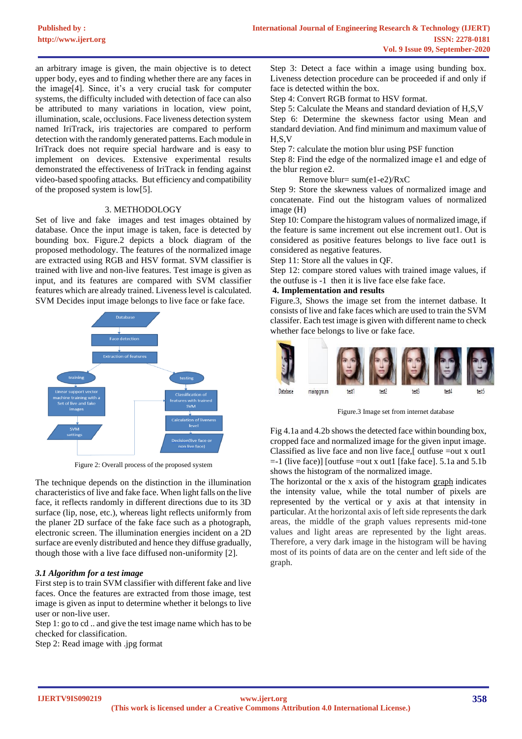an arbitrary image is given, the main objective is to detect upper body, eyes and to finding whether there are any faces in the image[4]. Since, it's a very crucial task for computer systems, the difficulty included with detection of face can also be attributed to many variations in location, view point, illumination, scale, occlusions. Face liveness detection system named IriTrack, iris trajectories are compared to perform detection with the randomly generated patterns. Each module in IriTrack does not require special hardware and is easy to implement on devices. Extensive experimental results demonstrated the effectiveness of IriTrack in fending against video-based spoofing attacks. But efficiency and compatibility of the proposed system is low[5].

## 3. METHODOLOGY

Set of live and fake images and test images obtained by database. Once the input image is taken, face is detected by bounding box. Figure.2 depicts a block diagram of the proposed methodology. The features of the normalized image are extracted using RGB and HSV format. SVM classifier is trained with live and non-live features. Test image is given as input, and its features are compared with SVM classifier features which are already trained. Liveness level is calculated. SVM Decides input image belongs to live face or fake face.

Figure 2: Overall process of the proposed system

The technique depends on the distinction in the illumination characteristics of live and fake face. When light falls on the live face, it reflects randomly in different directions due to its 3D surface (lip, nose, etc.), whereas light reflects uniformly from the planer 2D surface of the fake face such as a photograph, electronic screen. The illumination energies incident on a 2D surface are evenly distributed and hence they diffuse gradually, though those with a live face diffused non-uniformity [2].

### *3.1 Algorithm for a test image*

First step is to train SVM classifier with different fake and live faces. Once the features are extracted from those image, test image is given as input to determine whether it belongs to live user or non-live user.

Step 1: go to cd .. and give the test image name which has to be checked for classification.
Step 2: Read image with .jpg format
Step 3: Detect a face within a image using bunding box. Liveness detection procedure can be proceeded if and only if face is detected within the box.
Step 4: Convert RGB format to HSV format.
Step 5: Calculate the Means and standard deviation of H,S,V
Step 6: Determine the skewness factor using Mean and standard deviation. And find minimum and maximum value of H,S,V
Step 7: calculate the motion blur using PSF function
Step 8: Find the edge of the normalized image e1 and edge of the blur region e2.

Remove blur= sum(e1-e2)/RxC

Step 9: Store the skewness values of normalized image and concatenate. Find out the histogram values of normalized image (H)
Step 10: Compare the histogram values of normalized image, if the feature is same increment out else increment out1. Out is considered as positive features belongs to live face out1 is considered as negative features.
Step 11: Store all the values in QF.
Step 12: compare stored values with trained image values, if the outfuse is -1 then it is live face else fake face.

## 4. Implementation and results

Figure.3, Shows the image set from the internet datbase. It consists of live and fake faces which are used to train the SVM classifer. Each test image is given with different name to check whether face belongs to live or fake face.

Figure.3 Image set from internet database

Fig 4.1a and 4.2b shows the detected face within bounding box, cropped face and normalized image for the given input image. Classified as live face and non live face,[ outfuse =out x out1 =-1 (live face)] [outfuse =out x out1 [fake face]. 5.1a and 5.1b shows the histogram of the normalized image.

The horizontal or the x axis of the histogram graph indicates the intensity value, while the total number of pixels are represented by the vertical or y axis at that intensity in particular. At the horizontal axis of left side represents the dark areas, the middle of the graph values represents mid-tone values and light areas are represented by the light areas. Therefore, a very dark image in the histogram will be having most of its points of data are on the center and left side of the graph.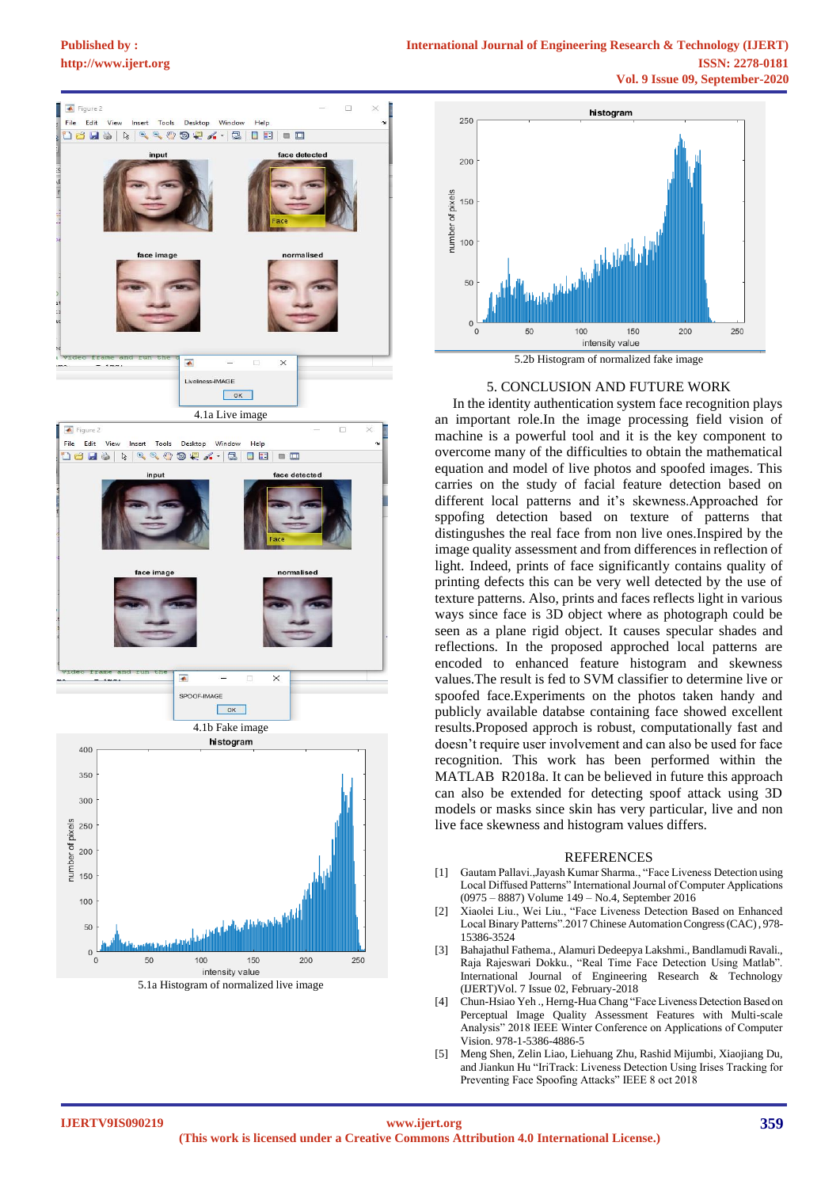4.1a Live image

4.1b Fake image

5.1a Histogram of normalized live image

5.2b Histogram of normalized fake image

## 5. CONCLUSION AND FUTURE WORK

In the identity authentication system face recognition plays an important role.In the image processing field vision of machine is a powerful tool and it is the key component to overcome many of the difficulties to obtain the mathematical equation and model of live photos and spoofed images. This carries on the study of facial feature detection based on different local patterns and it's skewness.Approached for spopfing detection based on texture of patterns that distingushes the real face from non live ones.Inspired by the image quality assessment and from differences in reflection of light. Indeed, prints of face significantly contains quality of printing defects this can be very well detected by the use of texture patterns. Also, prints and faces reflects light in various ways since face is 3D object where as photograph could be seen as a plane rigid object. It causes specular shades and reflections. In the proposed approched local patterns are encoded to enhanced feature histogram and skewness values.The result is fed to SVM classifier to determine live or spoofed face.Experiments on the photos taken handy and publicly available databse containing face showed excellent results.Proposed approch is robust, computationally fast and doesn't require user involvement and can also be used for face recognition. This work has been performed within the MATLAB R2018a. It can be believed in future this approach can also be extended for detecting spoof attack using 3D models or masks since skin has very particular, live and non live face skewness and histogram values differs.

## REFERENCES

[1] Gautam Pallavi.,Jayash Kumar Sharma., "Face Liveness Detection using Local Diffused Patterns" International Journal of Computer Applications (0975 – 8887) Volume 149 – No.4, September 2016

[2] Xiaolei Liu., Wei Liu., "Face Liveness Detection Based on Enhanced Local Binary Patterns".2017 Chinese Automation Congress (CAC) , 978-15386-3524

[3] Bahajathul Fathema., Alamuri Dedeepya Lakshmi., Bandlamudi Ravali., Raja Rajeswari Dokku., "Real Time Face Detection Using Matlab". International Journal of Engineering Research & Technology (IJERT)Vol. 7 Issue 02, February-2018

[4] Chun-Hsiao Yeh ., Herng-Hua Chang "Face Liveness Detection Based on Perceptual Image Quality Assessment Features with Multi-scale Analysis" 2018 IEEE Winter Conference on Applications of Computer Vision. 978-1-5386-4886-5

[5] Meng Shen, Zelin Liao, Liehuang Zhu, Rashid Mijumbi, Xiaojiang Du, and Jiankun Hu "IriTrack: Liveness Detection Using Irises Tracking for Preventing Face Spoofing Attacks" IEEE 8 oct 2018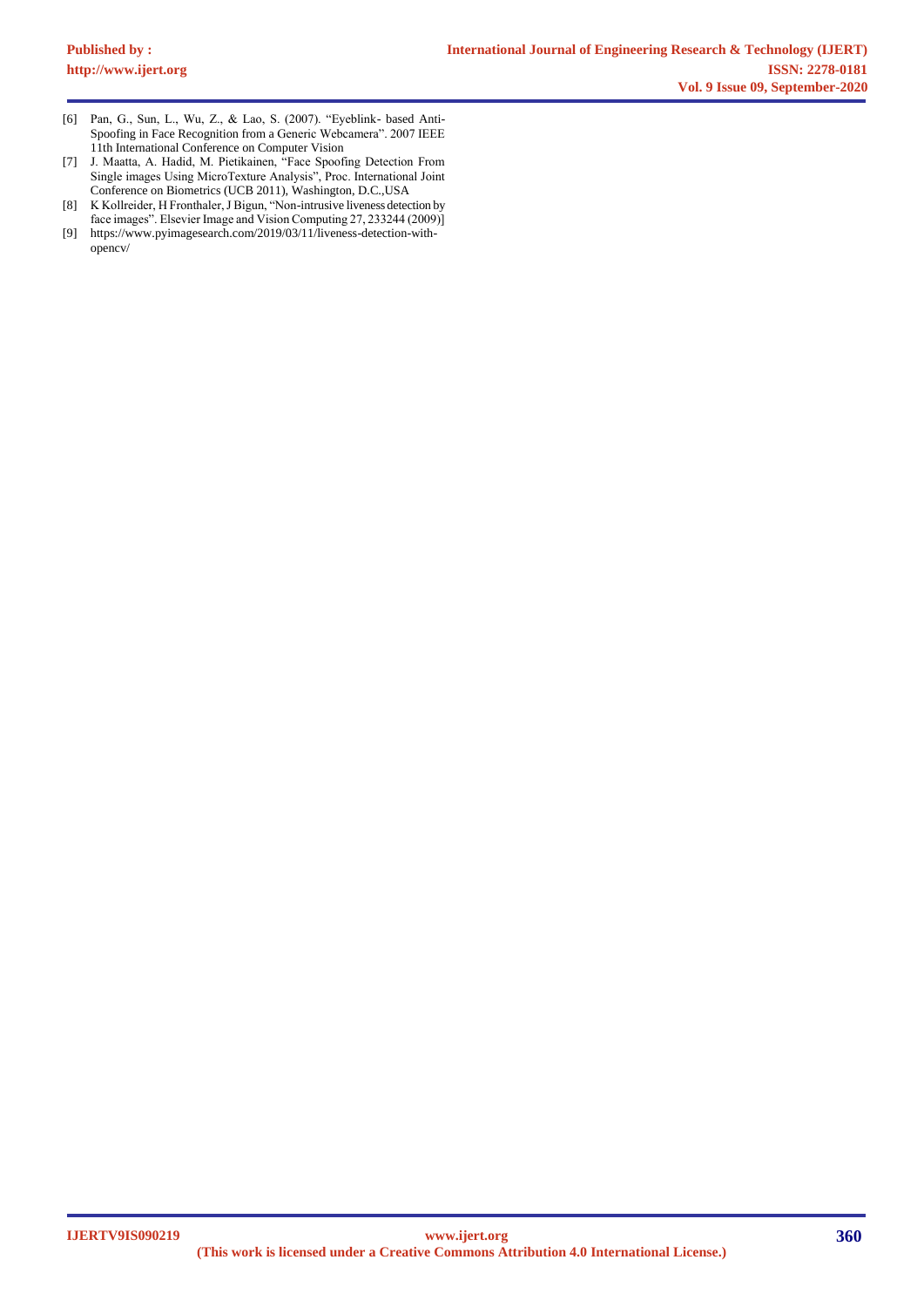[6] Pan, G., Sun, L., Wu, Z., & Lao, S. (2007). "Eyeblink- based Anti-Spoofing in Face Recognition from a Generic Webcamera". 2007 IEEE 11th International Conference on Computer Vision

[7] J. Maatta, A. Hadid, M. Pietikainen, "Face Spoofing Detection From Single images Using MicroTexture Analysis", Proc. International Joint Conference on Biometrics (UCB 2011), Washington, D.C.,USA

[8] K Kollreider, H Fronthaler, J Bigun, "Non-intrusive liveness detection by face images". Elsevier Image and Vision Computing 27, 233244 (2009)]

[9] https://www.pyimagesearch.com/2019/03/11/liveness-detection-with-opencv/